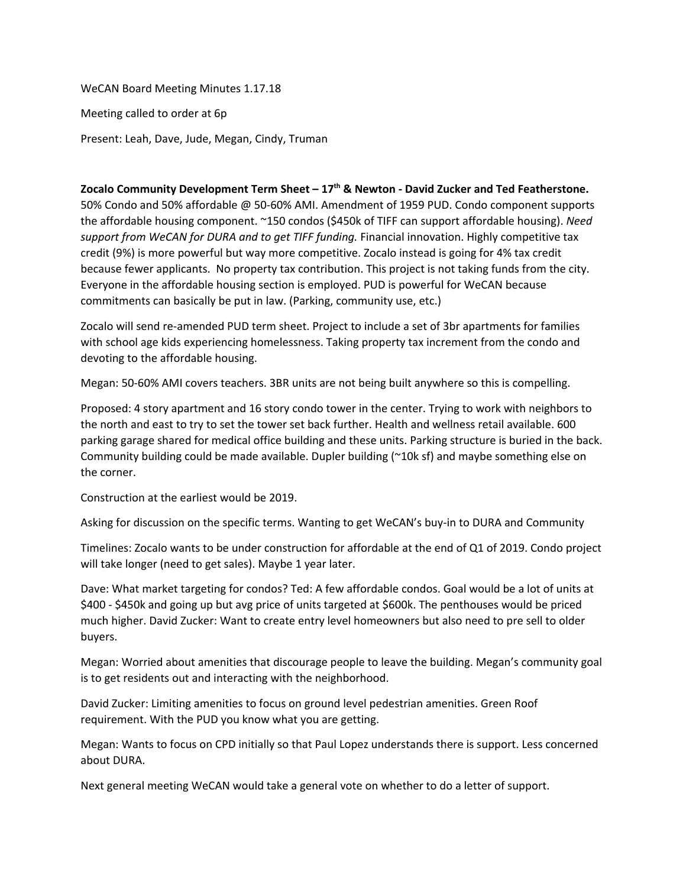WeCAN Board Meeting Minutes 1.17.18

Meeting called to order at 6p

Present: Leah, Dave, Jude, Megan, Cindy, Truman

**Zocalo Community Development Term Sheet – 17th & Newton - David Zucker and Ted Featherstone.** 50% Condo and 50% affordable @ 50-60% AMI. Amendment of 1959 PUD. Condo component supports the affordable housing component. ~150 condos ($450k of TIFF can support affordable housing). *Need support from WeCAN for DURA and to get TIFF funding.* Financial innovation. Highly competitive tax credit (9%) is more powerful but way more competitive. Zocalo instead is going for 4% tax credit because fewer applicants. No property tax contribution. This project is not taking funds from the city. Everyone in the affordable housing section is employed. PUD is powerful for WeCAN because commitments can basically be put in law. (Parking, community use, etc.)

Zocalo will send re-amended PUD term sheet. Project to include a set of 3br apartments for families with school age kids experiencing homelessness. Taking property tax increment from the condo and devoting to the affordable housing.

Megan: 50-60% AMI covers teachers. 3BR units are not being built anywhere so this is compelling.

Proposed: 4 story apartment and 16 story condo tower in the center. Trying to work with neighbors to the north and east to try to set the tower set back further. Health and wellness retail available. 600 parking garage shared for medical office building and these units. Parking structure is buried in the back. Community building could be made available. Dupler building (~10k sf) and maybe something else on the corner.

Construction at the earliest would be 2019.

Asking for discussion on the specific terms. Wanting to get WeCAN's buy-in to DURA and Community

Timelines: Zocalo wants to be under construction for affordable at the end of Q1 of 2019. Condo project will take longer (need to get sales). Maybe 1 year later.

Dave: What market targeting for condos? Ted: A few affordable condos. Goal would be a lot of units at $400 - $450k and going up but avg price of units targeted at $600k. The penthouses would be priced much higher. David Zucker: Want to create entry level homeowners but also need to pre sell to older buyers.

Megan: Worried about amenities that discourage people to leave the building. Megan's community goal is to get residents out and interacting with the neighborhood.

David Zucker: Limiting amenities to focus on ground level pedestrian amenities. Green Roof requirement. With the PUD you know what you are getting.

Megan: Wants to focus on CPD initially so that Paul Lopez understands there is support. Less concerned about DURA.

Next general meeting WeCAN would take a general vote on whether to do a letter of support.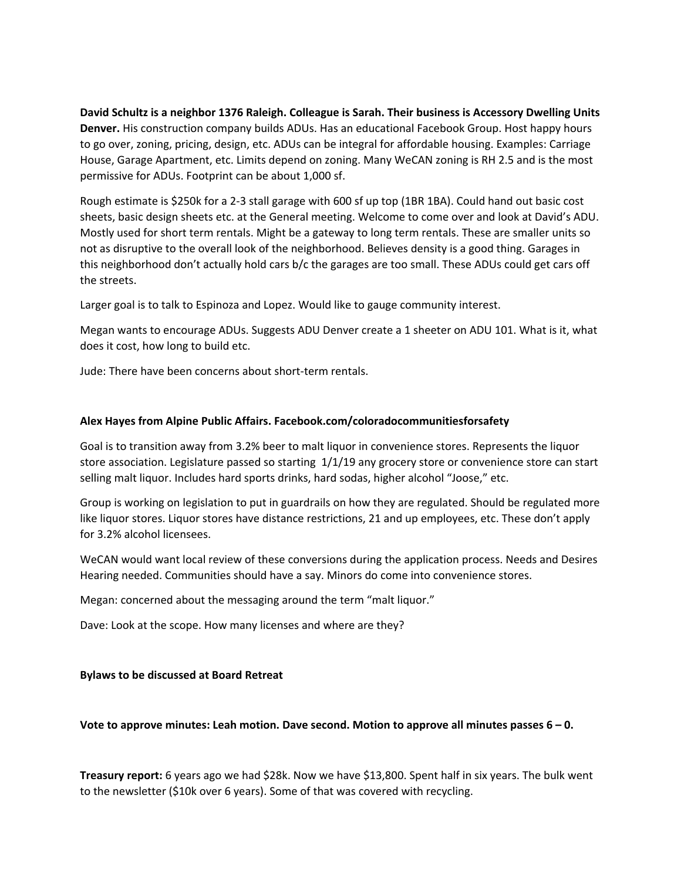**David Schultz is a neighbor 1376 Raleigh. Colleague is Sarah. Their business is Accessory Dwelling Units Denver.** His construction company builds ADUs. Has an educational Facebook Group. Host happy hours to go over, zoning, pricing, design, etc. ADUs can be integral for affordable housing. Examples: Carriage House, Garage Apartment, etc. Limits depend on zoning. Many WeCAN zoning is RH 2.5 and is the most permissive for ADUs. Footprint can be about 1,000 sf.

Rough estimate is $250k for a 2-3 stall garage with 600 sf up top (1BR 1BA). Could hand out basic cost sheets, basic design sheets etc. at the General meeting. Welcome to come over and look at David's ADU. Mostly used for short term rentals. Might be a gateway to long term rentals. These are smaller units so not as disruptive to the overall look of the neighborhood. Believes density is a good thing. Garages in this neighborhood don't actually hold cars b/c the garages are too small. These ADUs could get cars off the streets.

Larger goal is to talk to Espinoza and Lopez. Would like to gauge community interest.

Megan wants to encourage ADUs. Suggests ADU Denver create a 1 sheeter on ADU 101. What is it, what does it cost, how long to build etc.

Jude: There have been concerns about short-term rentals.

**Alex Hayes from Alpine Public Affairs. Facebook.com/coloradocommunitiesforsafety**

Goal is to transition away from 3.2% beer to malt liquor in convenience stores. Represents the liquor store association. Legislature passed so starting 1/1/19 any grocery store or convenience store can start selling malt liquor. Includes hard sports drinks, hard sodas, higher alcohol "Joose," etc.

Group is working on legislation to put in guardrails on how they are regulated. Should be regulated more like liquor stores. Liquor stores have distance restrictions, 21 and up employees, etc. These don't apply for 3.2% alcohol licensees.

WeCAN would want local review of these conversions during the application process. Needs and Desires Hearing needed. Communities should have a say. Minors do come into convenience stores.

Megan: concerned about the messaging around the term "malt liquor."

Dave: Look at the scope. How many licenses and where are they?

**Bylaws to be discussed at Board Retreat**

**Vote to approve minutes: Leah motion. Dave second. Motion to approve all minutes passes 6 – 0.**

**Treasury report:** 6 years ago we had $28k. Now we have $13,800. Spent half in six years. The bulk went to the newsletter ($10k over 6 years). Some of that was covered with recycling.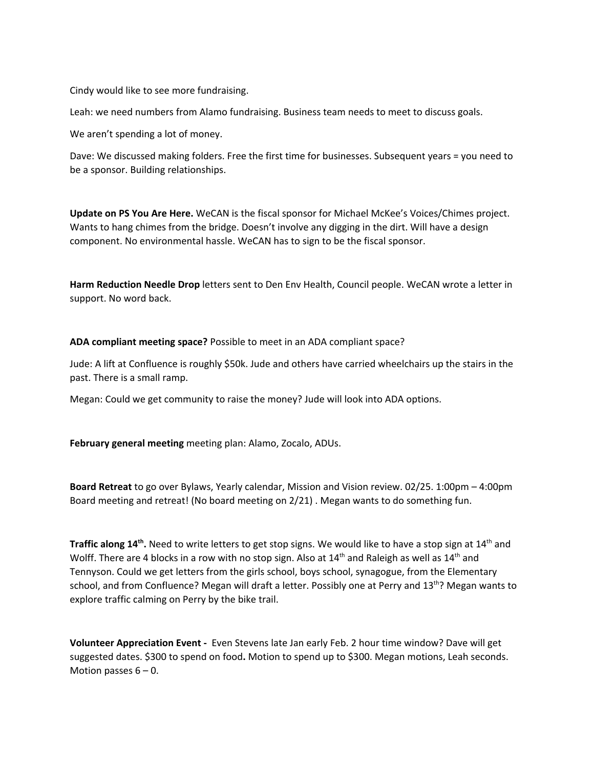Cindy would like to see more fundraising.

Leah: we need numbers from Alamo fundraising. Business team needs to meet to discuss goals.

We aren't spending a lot of money.

Dave: We discussed making folders. Free the first time for businesses. Subsequent years = you need to be a sponsor. Building relationships.

**Update on PS You Are Here.** WeCAN is the fiscal sponsor for Michael McKee's Voices/Chimes project. Wants to hang chimes from the bridge. Doesn't involve any digging in the dirt. Will have a design component. No environmental hassle. WeCAN has to sign to be the fiscal sponsor.

**Harm Reduction Needle Drop** letters sent to Den Env Health, Council people. WeCAN wrote a letter in support. No word back.

**ADA compliant meeting space?** Possible to meet in an ADA compliant space?

Jude: A lift at Confluence is roughly $50k. Jude and others have carried wheelchairs up the stairs in the past. There is a small ramp.

Megan: Could we get community to raise the money? Jude will look into ADA options.

**February general meeting** meeting plan: Alamo, Zocalo, ADUs.

**Board Retreat** to go over Bylaws, Yearly calendar, Mission and Vision review. 02/25. 1:00pm – 4:00pm Board meeting and retreat! (No board meeting on 2/21) . Megan wants to do something fun.

**Traffic along 14th.** Need to write letters to get stop signs. We would like to have a stop sign at 14th and Wolff. There are 4 blocks in a row with no stop sign. Also at 14th and Raleigh as well as 14th and Tennyson. Could we get letters from the girls school, boys school, synagogue, from the Elementary school, and from Confluence? Megan will draft a letter. Possibly one at Perry and 13th? Megan wants to explore traffic calming on Perry by the bike trail.

**Volunteer Appreciation Event -** Even Stevens late Jan early Feb. 2 hour time window? Dave will get suggested dates. $300 to spend on food**.** Motion to spend up to $300. Megan motions, Leah seconds. Motion passes 6 – 0.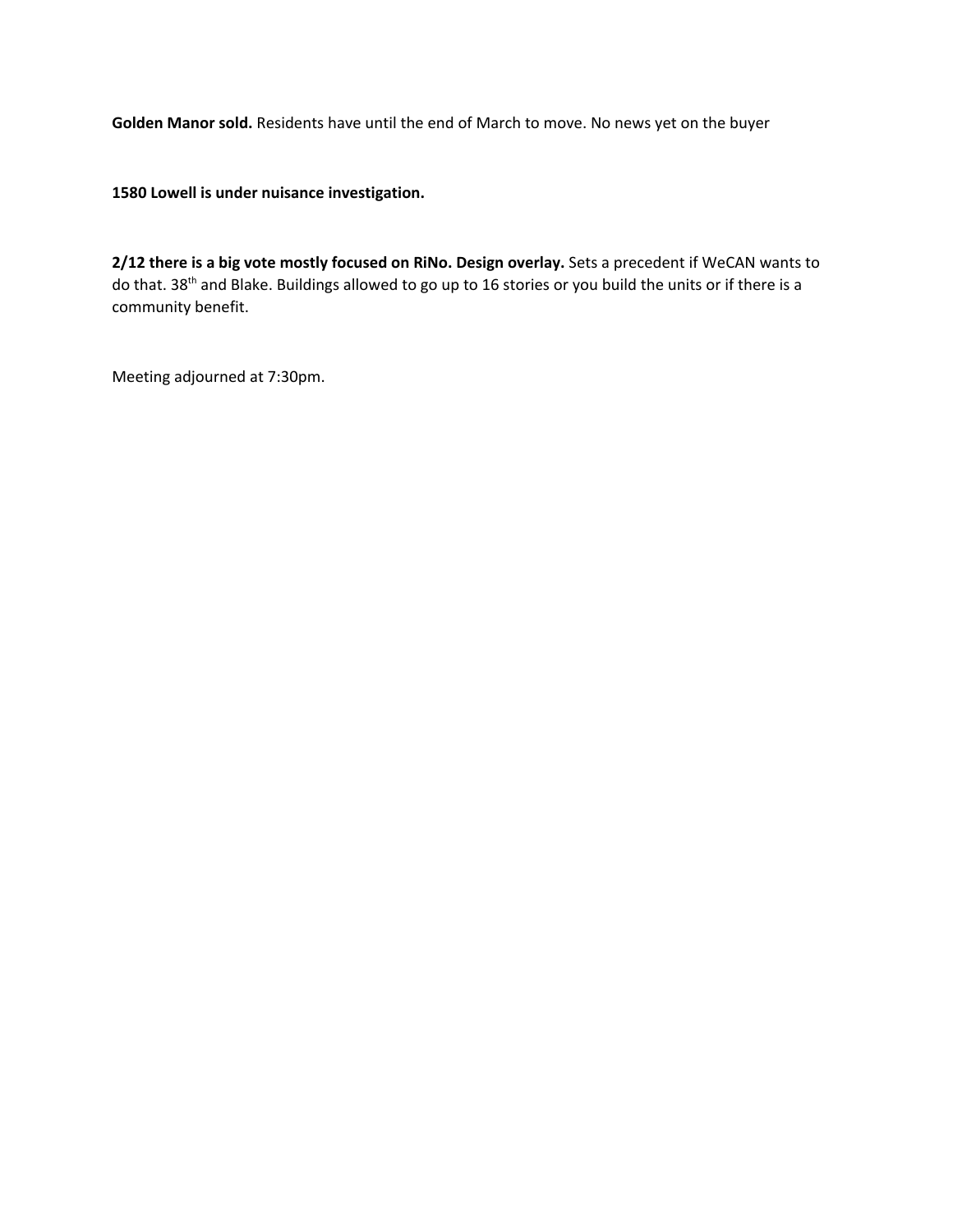**Golden Manor sold.** Residents have until the end of March to move. No news yet on the buyer

**1580 Lowell is under nuisance investigation.**

**2/12 there is a big vote mostly focused on RiNo. Design overlay.** Sets a precedent if WeCAN wants to do that. 38th and Blake. Buildings allowed to go up to 16 stories or you build the units or if there is a community benefit.

Meeting adjourned at 7:30pm.